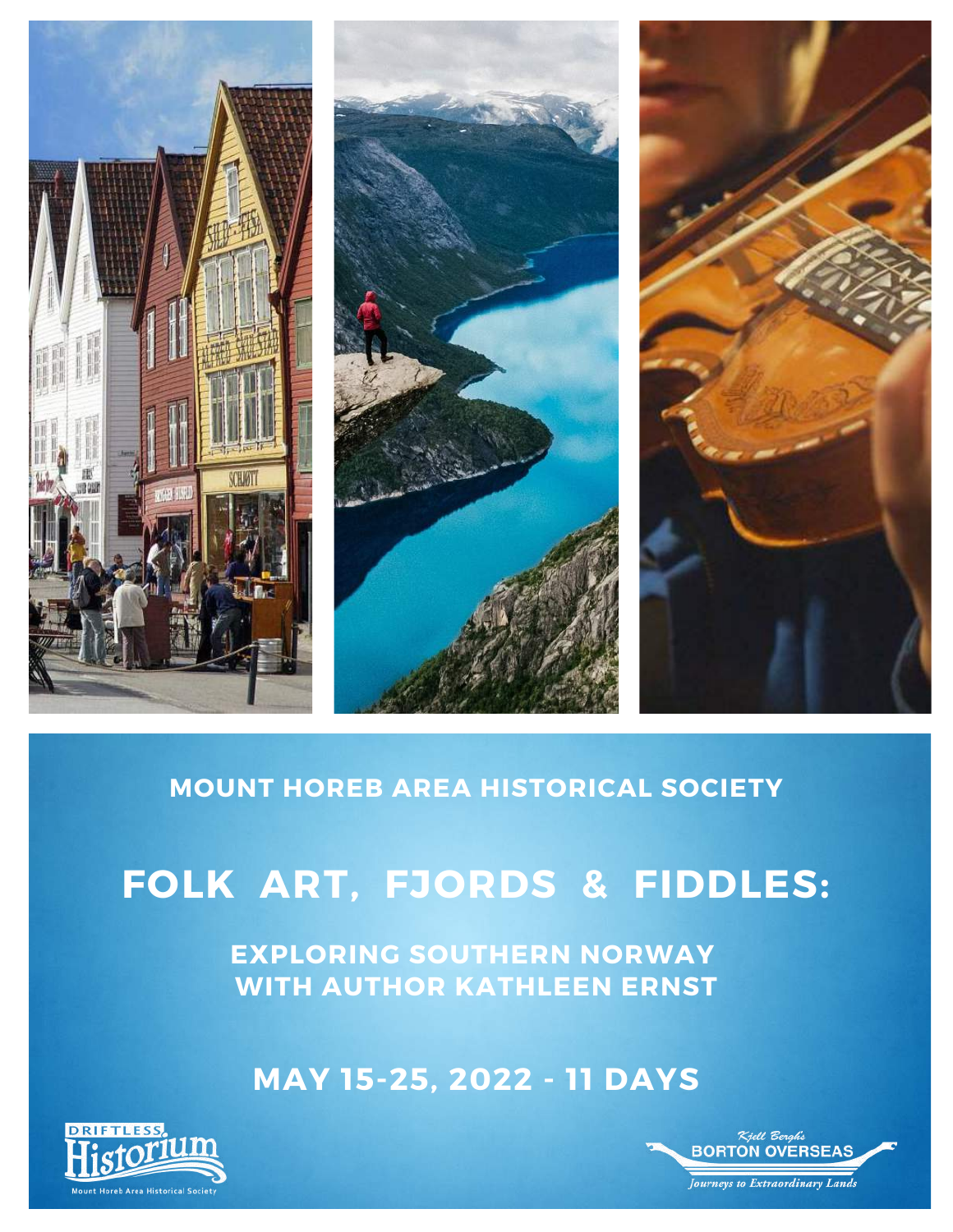**MOUNT HOREB AREA HISTORICAL SOCIETY**

# FOLK ART, FJORDS & FIDDLES:

## EXPLORING SOUTHERN NORWAY WITH AUTHOR KATHLEEN ERNST

## MAY 15-25, 2022 - 11 DAYS

DRIFTLESS Historium
Mount Horeb Area Historical Society

Kjell Bergh's BORTON OVERSEAS
*Journeys to Extraordinary Lands*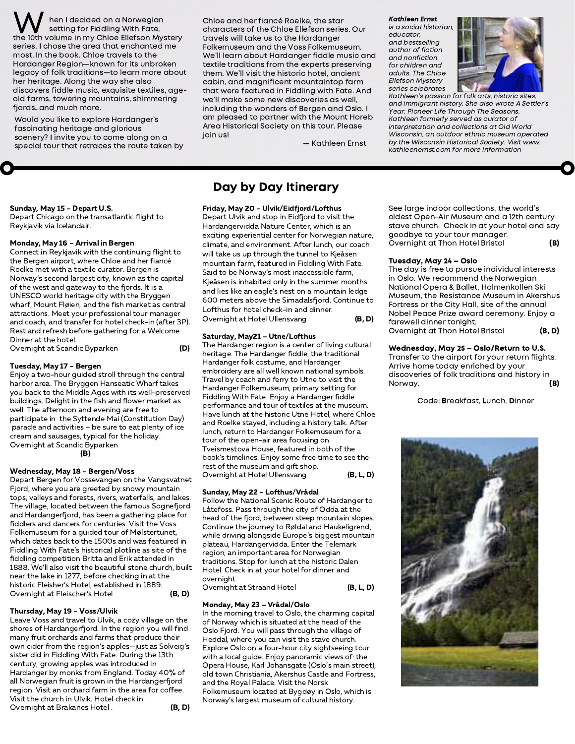When I decided on a Norwegian setting for Fiddling With Fate, the 10th volume in my Chloe Ellefson Mystery series, I chose the area that enchanted me most. In the book, Chloe travels to the Hardanger Region—known for its unbroken legacy of folk traditions—to learn more about her heritage. Along the way she also discovers fiddle music, exquisite textiles, age-old farms, towering mountains, shimmering fjords…and much more.

Would you like to explore Hardanger's fascinating heritage and glorious scenery? I invite you to come along on a special tour that retraces the route taken by Chloe and her fiancé Roelke, the star characters of the Chloe Ellefson series. Our travels will take us to the Hardanger Folkemuseum and the Voss Folkemuseum. We'll learn about Hardanger fiddle music and textile traditions from the experts preserving them. We'll visit the historic hotel, ancient cabin, and magnificent mountaintop farm that were featured in Fiddling with Fate. And we'll make some new discoveries as well, including the wonders of Bergen and Oslo. I am pleased to partner with the Mount Horeb Area Historical Society on this tour. Please join us!

— Kathleen Ernst

***Kathleen Ernst*** *is a social historian, educator, and bestselling author of fiction and nonfiction for children and adults. The Chloe Ellefson Mystery series celebrates Kathleen's passion for folk arts, historic sites, and immigrant history. She also wrote A Settler's Year: Pioneer Life Through The Seasons. Kathleen formerly served as curator of interpretation and collections at Old World Wisconsin, an outdoor ethnic museum operated by the Wisconsin Historical Society. Visit www.kathleenernst.com for more information*

## Day by Day Itinerary

**Sunday, May 15 – Depart U.S.**
Depart Chicago on the transatlantic flight to Reykjavik via Icelandair.

**Monday, May 16 – Arrival in Bergen**
Connect in Reykjavik with the continuing flight to the Bergen airport, where Chloe and her fiancé Roelke met with a textile curator. Bergen is Norway's second largest city, known as the capital of the west and gateway to the fjords. It is a UNESCO world heritage city with the Bryggen wharf, Mount Fløien, and the fish market as central attractions. Meet your professional tour manager and coach, and transfer for hotel check-in (after 3P). Rest and refresh before gathering for a Welcome Dinner at the hotel.
Overnight at Scandic Byparken **(D)**

**Tuesday, May 17 – Bergen**
Enjoy a two-hour guided stroll through the central harbor area. The Bryggen Hanseatic Wharf takes you back to the Middle Ages with its well-preserved buildings. Delight in the fish and flower market as well. The afternoon and evening are free to participate in the Syttende Mai (Constitution Day) parade and activities – be sure to eat plenty of ice cream and sausages, typical for the holiday.
Overnight at Scandic Byparken **(B)**

**Wednesday, May 18 – Bergen/Voss**
Depart Bergen for Vossevangen on the Vangsvatnet Fjord, where you are greeted by snowy mountain tops, valleys and forests, rivers, waterfalls, and lakes. The village, located between the famous Sognefjord and Hardangerfjord, has been a gathering place for fiddlers and dancers for centuries. Visit the Voss Folkemuseum for a guided tour of Mølstertunet, which dates back to the 1500s and was featured in Fiddling With Fate's historical plotline as site of the fiddling competition Britta and Erik attended in 1888. We'll also visit the beautiful stone church, built near the lake in 1277, before checking in at the historic Fleisher's Hotel, established in 1889.
Overnight at Fleischer's Hotel **(B, D)**

**Thursday, May 19 – Voss/Ulvik**
Leave Voss and travel to Ulvik, a cozy village on the shores of Hardangerfjord. In the region you will find many fruit orchards and farms that produce their own cider from the region's apples—just as Solveig's sister did in Fiddling With Fate. During the 13th century, growing apples was introduced in Hardanger by monks from England. Today 40% of all Norwegian fruit is grown in the Hardangerfjord region. Visit an orchard farm in the area for coffee. Visit the church in Ulvik. Hotel check in.
Overnight at Brakanes Hotel . **(B, D)**

**Friday, May 20 – Ulvik/Eidfjord/Lofthus**
Depart Ulvik and stop in Eidfjord to visit the Hardangervidda Nature Center, which is an exciting experiential center for Norwegian nature, climate, and environment. After lunch, our coach will take us up through the tunnel to Kjeåsen mountain farm, featured in Fiddling With Fate. Said to be Norway's most inaccessible farm, Kjeåsen is inhabited only in the summer months and lies like an eagle's nest on a mountain ledge 600 meters above the Simadalsfjord. Continue to Lofthus for hotel check-in and dinner.
Overnight at Hotel Ullensvang **(B, D)**

**Saturday, May21 – Utne/Lofthus**
The Hardanger region is a center of living cultural heritage. The Hardanger fiddle, the traditional Hardanger folk costume, and Hardanger embroidery are all well known national symbols. Travel by coach and ferry to Utne to visit the Hardanger Folkemuseum, primary setting for Fiddling With Fate. Enjoy a Hardanger fiddle performance and tour of textiles at the museum. Have lunch at the historic Utne Hotel, where Chloe and Roelke stayed, including a history talk. After lunch, return to Hardanger Folkemuseum for a tour of the open-air area focusing on Tveismestova House, featured in both of the book's timelines. Enjoy some free time to see the rest of the museum and gift shop.
Overnight at Hotel Ullensvang **(B, L, D)**

**Sunday, May 22 – Lofthus/Vrådal**
Follow the National Scenic Route of Hardanger to Låtefoss. Pass through the city of Odda at the head of the fjord, between steep mountain slopes. Continue the journey to Røldal and Haukeligrend, while driving alongside Europe's biggest mountain plateau, Hardangervidda. Enter the Telemark region, an important area for Norwegian traditions. Stop for lunch at the historic Dalen Hotel. Check in at your hotel for dinner and overnight.
Overnight at Straand Hotel **(B, L, D)**

**Monday, May 23 – Vrådal/Oslo**
In the morning travel to Oslo, the charming capital of Norway which is situated at the head of the Oslo Fjord. You will pass through the village of Heddal, where you can visit the stave church. Explore Oslo on a four-hour city sightseeing tour with a local guide. Enjoy panoramic views of: the Opera House, Karl Johansgate (Oslo's main street), old town Christiania, Akershus Castle and Fortress, and the Royal Palace. Visit the Norsk Folkemuseum located at Bygdøy in Oslo, which is Norway's largest museum of cultural history. See large indoor collections, the world's oldest Open-Air Museum and a 12th century stave church. Check in at your hotel and say goodbye to your tour manager.
Overnight at Thon Hotel Bristol **(B)**

**Tuesday, May 24 – Oslo**
The day is free to pursue individual interests in Oslo. We recommend the Norwegian National Opera & Ballet, Holmenkollen Ski Museum, the Resistance Museum in Akershus Fortress or the City Hall, site of the annual Nobel Peace Prize award ceremony. Enjoy a farewell dinner tonight.
Overnight at Thon Hotel Bristol **(B, D)**

**Wednesday, May 25 – Oslo/Return to U.S.**
Transfer to the airport for your return flights. Arrive home today enriched by your discoveries of folk traditions and history in Norway. **(B)**

Code: **B**reakfast, **L**unch, **D**inner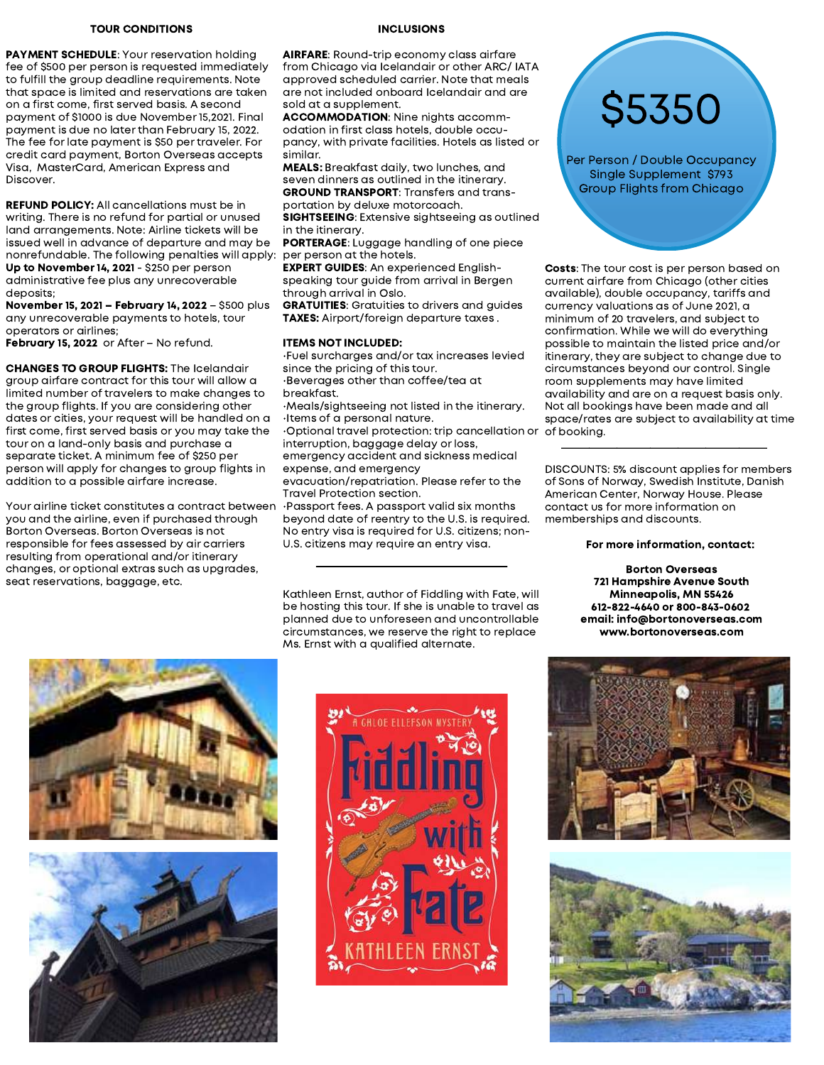## TOUR CONDITIONS

**PAYMENT SCHEDULE**: Your reservation holding fee of $500 per person is requested immediately to fulfill the group deadline requirements. Note that space is limited and reservations are taken on a first come, first served basis. A second payment of $1000 is due November 15,2021. Final payment is due no later than February 15, 2022. The fee for late payment is $50 per traveler. For credit card payment, Borton Overseas accepts Visa, MasterCard, American Express and Discover.

**REFUND POLICY:** All cancellations must be in writing. There is no refund for partial or unused land arrangements. Note: Airline tickets will be issued well in advance of departure and may be nonrefundable. The following penalties will apply:
**Up to November 14, 2021** - $250 per person administrative fee plus any unrecoverable deposits;
**November 15, 2021 – February 14, 2022** – $500 plus any unrecoverable payments to hotels, tour operators or airlines;
**February 15, 2022** or After – No refund.

**CHANGES TO GROUP FLIGHTS:** The Icelandair group airfare contract for this tour will allow a limited number of travelers to make changes to the group flights. If you are considering other dates or cities, your request will be handled on a first come, first served basis or you may take the tour on a land-only basis and purchase a separate ticket. A minimum fee of $250 per person will apply for changes to group flights in addition to a possible airfare increase.

Your airline ticket constitutes a contract between you and the airline, even if purchased through Borton Overseas. Borton Overseas is not responsible for fees assessed by air carriers resulting from operational and/or itinerary changes, or optional extras such as upgrades, seat reservations, baggage, etc.

## INCLUSIONS

**AIRFARE**: Round-trip economy class airfare from Chicago via Icelandair or other ARC/ IATA approved scheduled carrier. Note that meals are not included onboard Icelandair and are sold at a supplement.
**ACCOMMODATION**: Nine nights accommodation in first class hotels, double occupancy, with private facilities. Hotels as listed or similar.
**MEALS:** Breakfast daily, two lunches, and seven dinners as outlined in the itinerary.
**GROUND TRANSPORT**: Transfers and transportation by deluxe motorcoach.
**SIGHTSEEING**: Extensive sightseeing as outlined in the itinerary.
**PORTERAGE**: Luggage handling of one piece per person at the hotels.
**EXPERT GUIDES**: An experienced English-speaking tour guide from arrival in Bergen through arrival in Oslo.
**GRATUITIES**: Gratuities to drivers and guides
**TAXES:** Airport/foreign departure taxes .

**ITEMS NOT INCLUDED:**

- Fuel surcharges and/or tax increases levied since the pricing of this tour.
- Beverages other than coffee/tea at breakfast.
- Meals/sightseeing not listed in the itinerary.
- Items of a personal nature.
- Optional travel protection: trip cancellation or interruption, baggage delay or loss, emergency accident and sickness medical expense, and emergency evacuation/repatriation. Please refer to the Travel Protection section.
- Passport fees. A passport valid six months beyond date of reentry to the U.S. is required. No entry visa is required for U.S. citizens; non-U.S. citizens may require an entry visa.

---

Kathleen Ernst, author of Fiddling with Fate, will be hosting this tour. If she is unable to travel as planned due to unforeseen and uncontrollable circumstances, we reserve the right to replace Ms. Ernst with a qualified alternate.

## $5350

Per Person / Double Occupancy
Single Supplement $793
Group Flights from Chicago

**Costs**: The tour cost is per person based on current airfare from Chicago (other cities available), double occupancy, tariffs and currency valuations as of June 2021, a minimum of 20 travelers, and subject to confirmation. While we will do everything possible to maintain the listed price and/or itinerary, they are subject to change due to circumstances beyond our control. Single room supplements may have limited availability and are on a request basis only. Not all bookings have been made and all space/rates are subject to availability at time of booking.

---

DISCOUNTS: 5% discount applies for members of Sons of Norway, Swedish Institute, Danish American Center, Norway House. Please contact us for more information on memberships and discounts.

**For more information, contact:**

**Borton Overseas**
**721 Hampshire Avenue South**
**Minneapolis, MN 55426**
**612-822-4640 or 800-843-0602**
**email: info@bortonoverseas.com**
**www.bortonoverseas.com**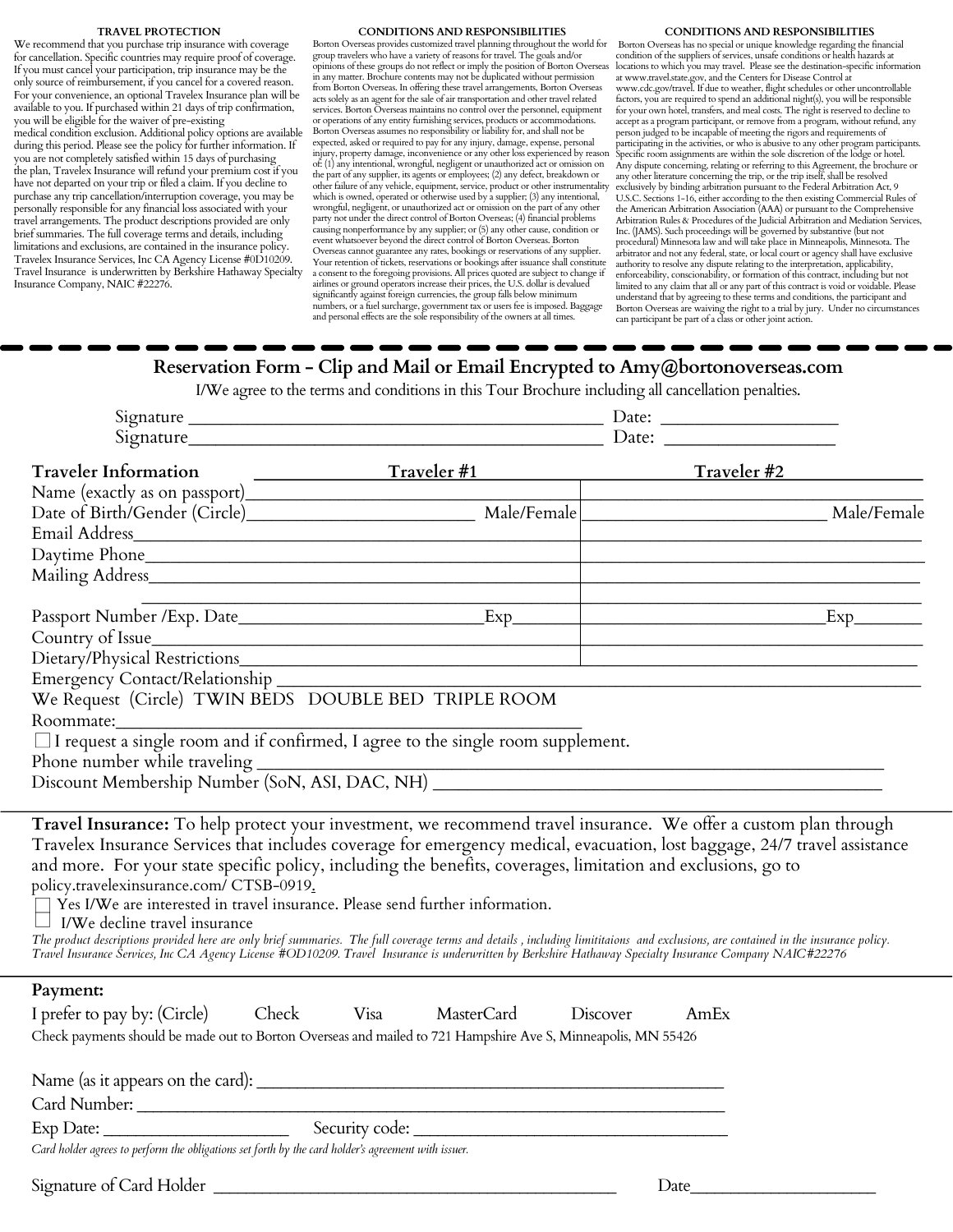### TRAVEL PROTECTION

We recommend that you purchase trip insurance with coverage for cancellation. Specific countries may require proof of coverage. If you must cancel your participation, trip insurance may be the only source of reimbursement, if you cancel for a covered reason. For your convenience, an optional Travelex Insurance plan will be available to you. If purchased within 21 days of trip confirmation, you will be eligible for the waiver of pre-existing medical condition exclusion. Additional policy options are available during this period. Please see the policy for further information. If you are not completely satisfied within 15 days of purchasing the plan, Travelex Insurance will refund your premium cost if you have not departed on your trip or filed a claim. If you decline to purchase any trip cancellation/interruption coverage, you may be personally responsible for any financial loss associated with your travel arrangements. The product descriptions provided are only brief summaries. The full coverage terms and details, including limitations and exclusions, are contained in the insurance policy. Travelex Insurance Services, Inc CA Agency License #0D10209. Travel Insurance is underwritten by Berkshire Hathaway Specialty Insurance Company, NAIC #22276.

### CONDITIONS AND RESPONSIBILITIES

Borton Overseas provides customized travel planning throughout the world for group travelers who have a variety of reasons for travel. The goals and/or opinions of these groups do not reflect or imply the position of Borton Overseas in any matter. Brochure contents may not be duplicated without permission from Borton Overseas. In offering these travel arrangements, Borton Overseas acts solely as an agent for the sale of air transportation and other travel related services. Borton Overseas maintains no control over the personnel, equipment or operations of any entity furnishing services, products or accommodations. Borton Overseas assumes no responsibility or liability for, and shall not be expected, asked or required to pay for any injury, damage, expense, personal injury, property damage, inconvenience or any other loss experienced by reason of: (1) any intentional, wrongful, negligent or unauthorized act or omission on the part of any supplier, its agents or employees; (2) any defect, breakdown or other failure of any vehicle, equipment, service, product or other instrumentality which is owned, operated or otherwise used by a supplier; (3) any intentional, wrongful, negligent, or unauthorized act or omission on the part of any other party not under the direct control of Borton Overseas; (4) financial problems causing nonperformance by any supplier; or (5) any other cause, condition or event whatsoever beyond the direct control of Borton Overseas. Borton Overseas cannot guarantee any rates, bookings or reservations of any supplier. Your retention of tickets, reservations or bookings after issuance shall constitute a consent to the foregoing provisions. All prices quoted are subject to change if airlines or ground operators increase their prices, the U.S. dollar is devalued significantly against foreign currencies, the group falls below minimum numbers, or a fuel surcharge, government tax or users fee is imposed. Baggage and personal effects are the sole responsibility of the owners at all times.

### CONDITIONS AND RESPONSIBILITIES

Borton Overseas has no special or unique knowledge regarding the financial condition of the suppliers of services, unsafe conditions or health hazards at locations to which you may travel. Please see the destination-specific information at www.travel.state.gov, and the Centers for Disease Control at www.cdc.gov/travel. If due to weather, flight schedules or other uncontrollable factors, you are required to spend an additional night(s), you will be responsible for your own hotel, transfers, and meal costs. The right is reserved to decline to accept as a program participant, or remove from a program, without refund, any person judged to be incapable of meeting the rigors and requirements of participating in the activities, or who is abusive to any other program participants. Specific room assignments are within the sole discretion of the lodge or hotel. Any dispute concerning, relating or referring to this Agreement, the brochure or any other literature concerning the trip, or the trip itself, shall be resolved exclusively by binding arbitration pursuant to the Federal Arbitration Act, 9 U.S.C. Sections 1-16, either according to the then existing Commercial Rules of the American Arbitration Association (AAA) or pursuant to the Comprehensive Arbitration Rules & Procedures of the Judicial Arbitration and Mediation Services, Inc. (JAMS). Such proceedings will be governed by substantive (but not procedural) Minnesota law and will take place in Minneapolis, Minnesota. The arbitrator and not any federal, state, or local court or agency shall have exclusive authority to resolve any dispute relating to the interpretation, applicability, enforceability, conscionability, or formation of this contract, including but not limited to any claim that all or any part of this contract is void or voidable. Please understand that by agreeing to these terms and conditions, the participant and Borton Overseas are waiving the right to a trial by jury. Under no circumstances can participant be part of a class or other joint action.

---

## Reservation Form – Clip and Mail or Email Encrypted to Amy@bortonoverseas.com

I/We agree to the terms and conditions in this Tour Brochure including all cancellation penalties.

Signature ______________________________ Date: ____________

Signature ______________________________ Date: ____________

| Traveler Information | Traveler #1 | Traveler #2 |
|---|---|---|
| Name (exactly as on passport) | | |
| Date of Birth/Gender (Circle) | Male/Female | Male/Female |
| Email Address | | |
| Daytime Phone | | |
| Mailing Address | | |
| | | |
| Passport Number /Exp. Date | Exp | Exp |
| Country of Issue | | |
| Dietary/Physical Restrictions | | |

Emergency Contact/Relationship ______________________________

We Request (Circle) TWIN BEDS DOUBLE BED TRIPLE ROOM

Roommate: ______________________________

☐ I request a single room and if confirmed, I agree to the single room supplement.

Phone number while traveling ______________________________

Discount Membership Number (SoN, ASI, DAC, NH) ______________________________

---

**Travel Insurance:** To help protect your investment, we recommend travel insurance. We offer a custom plan through Travelex Insurance Services that includes coverage for emergency medical, evacuation, lost baggage, 24/7 travel assistance and more. For your state specific policy, including the benefits, coverages, limitation and exclusions, go to policy.travelexinsurance.com/ CTSB-0919.

☐ Yes I/We are interested in travel insurance. Please send further information.

☐ I/We decline travel insurance

*The product descriptions provided here are only brief summaries. The full coverage terms and details , including limititaions and exclusions, are contained in the insurance policy. Travel Insurance Services, Inc CA Agency License #OD10209. Travel Insurance is underwritten by Berkshire Hathaway Specialty Insurance Company NAIC#22276*

---

**Payment:**

I prefer to pay by: (Circle) Check Visa MasterCard Discover AmEx

Check payments should be made out to Borton Overseas and mailed to 721 Hampshire Ave S, Minneapolis, MN 55426

Name (as it appears on the card): ______________________________

Card Number: ______________________________

Exp Date: ____________ Security code: ____________

*Card holder agrees to perform the obligations set forth by the card holder's agreement with issuer.*

Signature of Card Holder ______________________________ Date ____________